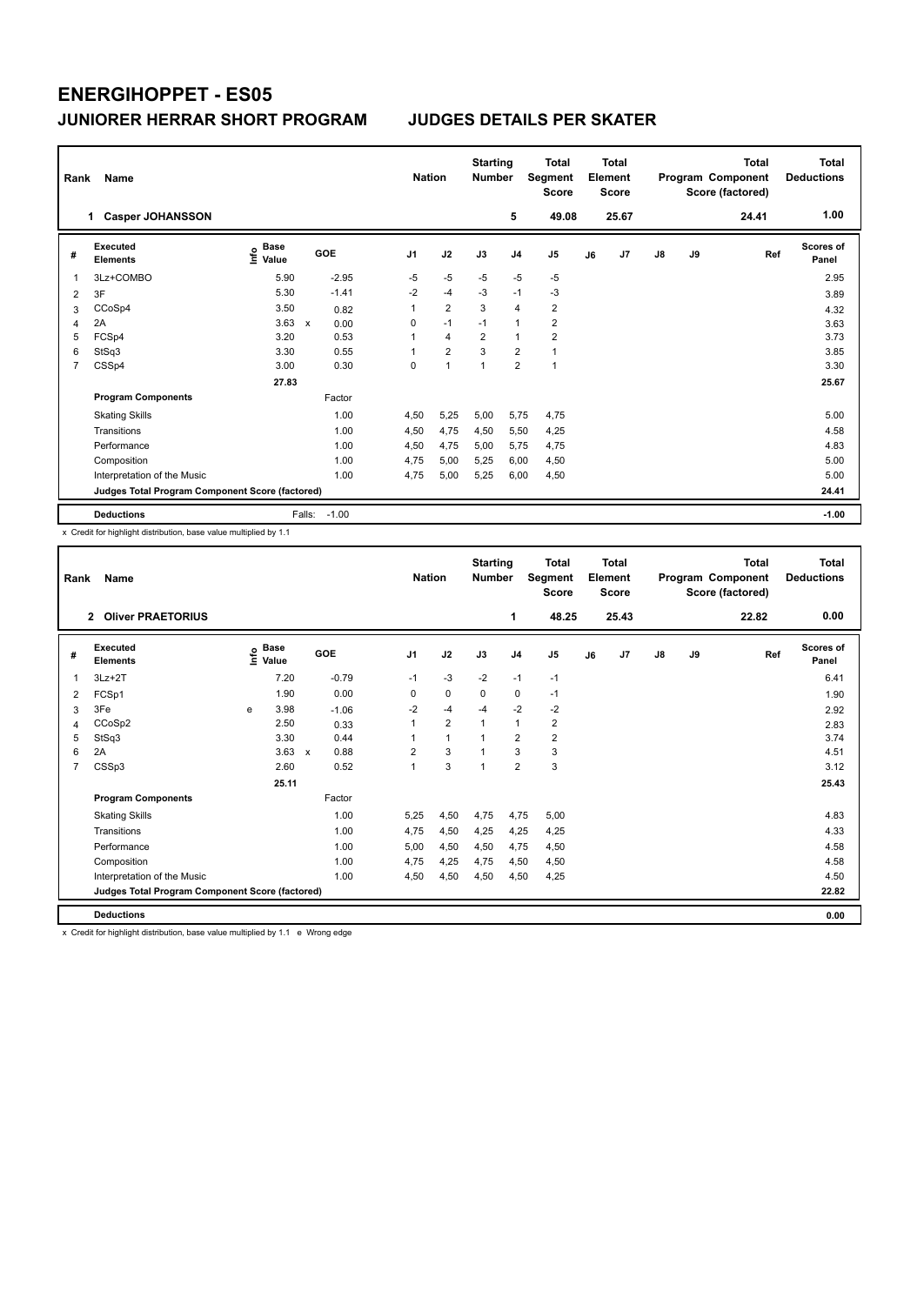# ENERGIHOPPET - ES05

## JUNIORER HERRAR SHORT PROGRAM — JUDGES DETAILS PER SKATER

| Rank | Name | Nation | Starting Number | Total Segment Score | Total Element Score | Total Program Component Score (factored) | Total Deductions |
|---|---|---|---|---|---|---|---|
| 1 | Casper JOHANSSON | | 5 | 49.08 | 25.67 | 24.41 | 1.00 |

| # | Executed Elements | Info | Base Value | | GOE | J1 | J2 | J3 | J4 | J5 | J6 | J7 | J8 | J9 | Ref | Scores of Panel |
|---|---|---|---|---|---|---|---|---|---|---|---|---|---|---|---|---|
| 1 | 3Lz+COMBO | | 5.90 | | -2.95 | -5 | -5 | -5 | -5 | -5 | | | | | | 2.95 |
| 2 | 3F | | 5.30 | | -1.41 | -2 | -4 | -3 | -1 | -3 | | | | | | 3.89 |
| 3 | CCoSp4 | | 3.50 | | 0.82 | 1 | 2 | 3 | 4 | 2 | | | | | | 4.32 |
| 4 | 2A | | 3.63 | x | 0.00 | 0 | -1 | -1 | 1 | 2 | | | | | | 3.63 |
| 5 | FCSp4 | | 3.20 | | 0.53 | 1 | 4 | 2 | 1 | 2 | | | | | | 3.73 |
| 6 | StSq3 | | 3.30 | | 0.55 | 1 | 2 | 3 | 2 | 1 | | | | | | 3.85 |
| 7 | CSSp4 | | 3.00 | | 0.30 | 0 | 1 | 1 | 2 | 1 | | | | | | 3.30 |
| | | | 27.83 | | | | | | | | | | | | | 25.67 |
| | **Program Components** | | | | Factor | | | | | | | | | | | |
| | Skating Skills | | | | 1.00 | 4,50 | 5,25 | 5,00 | 5,75 | 4,75 | | | | | | 5.00 |
| | Transitions | | | | 1.00 | 4,50 | 4,75 | 4,50 | 5,50 | 4,25 | | | | | | 4.58 |
| | Performance | | | | 1.00 | 4,50 | 4,75 | 5,00 | 5,75 | 4,75 | | | | | | 4.83 |
| | Composition | | | | 1.00 | 4,75 | 5,00 | 5,25 | 6,00 | 4,50 | | | | | | 5.00 |
| | Interpretation of the Music | | | | 1.00 | 4,75 | 5,00 | 5,25 | 6,00 | 4,50 | | | | | | 5.00 |
| | Judges Total Program Component Score (factored) | | | | | | | | | | | | | | | 24.41 |
| | **Deductions** | | | Falls: | -1.00 | | | | | | | | | | | -1.00 |

x Credit for highlight distribution, base value multiplied by 1.1

| Rank | Name | Nation | Starting Number | Total Segment Score | Total Element Score | Total Program Component Score (factored) | Total Deductions |
|---|---|---|---|---|---|---|---|
| 2 | Oliver PRAETORIUS | | 1 | 48.25 | 25.43 | 22.82 | 0.00 |

| # | Executed Elements | Info | Base Value | | GOE | J1 | J2 | J3 | J4 | J5 | J6 | J7 | J8 | J9 | Ref | Scores of Panel |
|---|---|---|---|---|---|---|---|---|---|---|---|---|---|---|---|---|
| 1 | 3Lz+2T | | 7.20 | | -0.79 | -1 | -3 | -2 | -1 | -1 | | | | | | 6.41 |
| 2 | FCSp1 | | 1.90 | | 0.00 | 0 | 0 | 0 | 0 | -1 | | | | | | 1.90 |
| 3 | 3Fe | e | 3.98 | | -1.06 | -2 | -4 | -4 | -2 | -2 | | | | | | 2.92 |
| 4 | CCoSp2 | | 2.50 | | 0.33 | 1 | 2 | 1 | 1 | 2 | | | | | | 2.83 |
| 5 | StSq3 | | 3.30 | | 0.44 | 1 | 1 | 1 | 2 | 2 | | | | | | 3.74 |
| 6 | 2A | | 3.63 | x | 0.88 | 2 | 3 | 1 | 3 | 3 | | | | | | 4.51 |
| 7 | CSSp3 | | 2.60 | | 0.52 | 1 | 3 | 1 | 2 | 3 | | | | | | 3.12 |
| | | | 25.11 | | | | | | | | | | | | | 25.43 |
| | **Program Components** | | | | Factor | | | | | | | | | | | |
| | Skating Skills | | | | 1.00 | 5,25 | 4,50 | 4,75 | 4,75 | 5,00 | | | | | | 4.83 |
| | Transitions | | | | 1.00 | 4,75 | 4,50 | 4,25 | 4,25 | 4,25 | | | | | | 4.33 |
| | Performance | | | | 1.00 | 5,00 | 4,50 | 4,50 | 4,75 | 4,50 | | | | | | 4.58 |
| | Composition | | | | 1.00 | 4,75 | 4,25 | 4,75 | 4,50 | 4,50 | | | | | | 4.58 |
| | Interpretation of the Music | | | | 1.00 | 4,50 | 4,50 | 4,50 | 4,50 | 4,25 | | | | | | 4.50 |
| | Judges Total Program Component Score (factored) | | | | | | | | | | | | | | | 22.82 |
| | **Deductions** | | | | | | | | | | | | | | | 0.00 |

x Credit for highlight distribution, base value multiplied by 1.1 e Wrong edge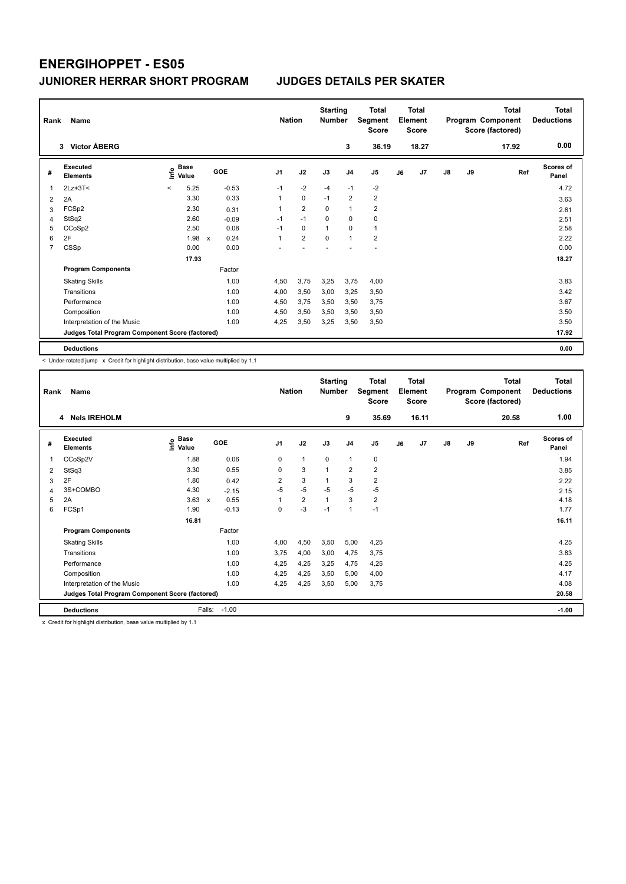# ENERGIHOPPET - ES05

## JUNIORER HERRAR SHORT PROGRAM JUDGES DETAILS PER SKATER

| Rank | Name | Nation | Starting Number | Total Segment Score | Total Element Score | Total Program Component Score (factored) | Total Deductions |
|---|---|---|---|---|---|---|---|
| 3 | Victor ÅBERG | | 3 | 36.19 | 18.27 | 17.92 | 0.00 |

| # | Executed Elements | Info | Base Value | | GOE | J1 | J2 | J3 | J4 | J5 | J6 | J7 | J8 | J9 | Ref | Scores of Panel |
|---|---|---|---|---|---|---|---|---|---|---|---|---|---|---|---|---|
| 1 | 2Lz+3T< | < | 5.25 | | -0.53 | -1 | -2 | -4 | -1 | -2 | | | | | | 4.72 |
| 2 | 2A | | 3.30 | | 0.33 | 1 | 0 | -1 | 2 | 2 | | | | | | 3.63 |
| 3 | FCSp2 | | 2.30 | | 0.31 | 1 | 2 | 0 | 1 | 2 | | | | | | 2.61 |
| 4 | StSq2 | | 2.60 | | -0.09 | -1 | -1 | 0 | 0 | 0 | | | | | | 2.51 |
| 5 | CCoSp2 | | 2.50 | | 0.08 | -1 | 0 | 1 | 0 | 1 | | | | | | 2.58 |
| 6 | 2F | | 1.98 | x | 0.24 | 1 | 2 | 0 | 1 | 2 | | | | | | 2.22 |
| 7 | CSSp | | 0.00 | | 0.00 | - | - | - | - | - | | | | | | 0.00 |
| | | | 17.93 | | | | | | | | | | | | | 18.27 |
| | **Program Components** | | | | Factor | | | | | | | | | | | |
| | Skating Skills | | | | 1.00 | 4,50 | 3,75 | 3,25 | 3,75 | 4,00 | | | | | | 3.83 |
| | Transitions | | | | 1.00 | 4,00 | 3,50 | 3,00 | 3,25 | 3,50 | | | | | | 3.42 |
| | Performance | | | | 1.00 | 4,50 | 3,75 | 3,50 | 3,50 | 3,75 | | | | | | 3.67 |
| | Composition | | | | 1.00 | 4,50 | 3,50 | 3,50 | 3,50 | 3,50 | | | | | | 3.50 |
| | Interpretation of the Music | | | | 1.00 | 4,25 | 3,50 | 3,25 | 3,50 | 3,50 | | | | | | 3.50 |
| | **Judges Total Program Component Score (factored)** | | | | | | | | | | | | | | | 17.92 |
| | **Deductions** | | | | | | | | | | | | | | | 0.00 |

< Under-rotated jump x Credit for highlight distribution, base value multiplied by 1.1

| Rank | Name | Nation | Starting Number | Total Segment Score | Total Element Score | Total Program Component Score (factored) | Total Deductions |
|---|---|---|---|---|---|---|---|
| 4 | Nels IREHOLM | | 9 | 35.69 | 16.11 | 20.58 | 1.00 |

| # | Executed Elements | Info | Base Value | | GOE | J1 | J2 | J3 | J4 | J5 | J6 | J7 | J8 | J9 | Ref | Scores of Panel |
|---|---|---|---|---|---|---|---|---|---|---|---|---|---|---|---|---|
| 1 | CCoSp2V | | 1.88 | | 0.06 | 0 | 1 | 0 | 1 | 0 | | | | | | 1.94 |
| 2 | StSq3 | | 3.30 | | 0.55 | 0 | 3 | 1 | 2 | 2 | | | | | | 3.85 |
| 3 | 2F | | 1.80 | | 0.42 | 2 | 3 | 1 | 3 | 2 | | | | | | 2.22 |
| 4 | 3S+COMBO | | 4.30 | | -2.15 | -5 | -5 | -5 | -5 | -5 | | | | | | 2.15 |
| 5 | 2A | | 3.63 | x | 0.55 | 1 | 2 | 1 | 3 | 2 | | | | | | 4.18 |
| 6 | FCSp1 | | 1.90 | | -0.13 | 0 | -3 | -1 | 1 | -1 | | | | | | 1.77 |
| | | | 16.81 | | | | | | | | | | | | | 16.11 |
| | **Program Components** | | | | Factor | | | | | | | | | | | |
| | Skating Skills | | | | 1.00 | 4,00 | 4,50 | 3,50 | 5,00 | 4,25 | | | | | | 4.25 |
| | Transitions | | | | 1.00 | 3,75 | 4,00 | 3,00 | 4,75 | 3,75 | | | | | | 3.83 |
| | Performance | | | | 1.00 | 4,25 | 4,25 | 3,25 | 4,75 | 4,25 | | | | | | 4.25 |
| | Composition | | | | 1.00 | 4,25 | 4,25 | 3,50 | 5,00 | 4,00 | | | | | | 4.17 |
| | Interpretation of the Music | | | | 1.00 | 4,25 | 4,25 | 3,50 | 5,00 | 3,75 | | | | | | 4.08 |
| | **Judges Total Program Component Score (factored)** | | | | | | | | | | | | | | | 20.58 |
| | **Deductions** | | Falls: | | -1.00 | | | | | | | | | | | -1.00 |

x Credit for highlight distribution, base value multiplied by 1.1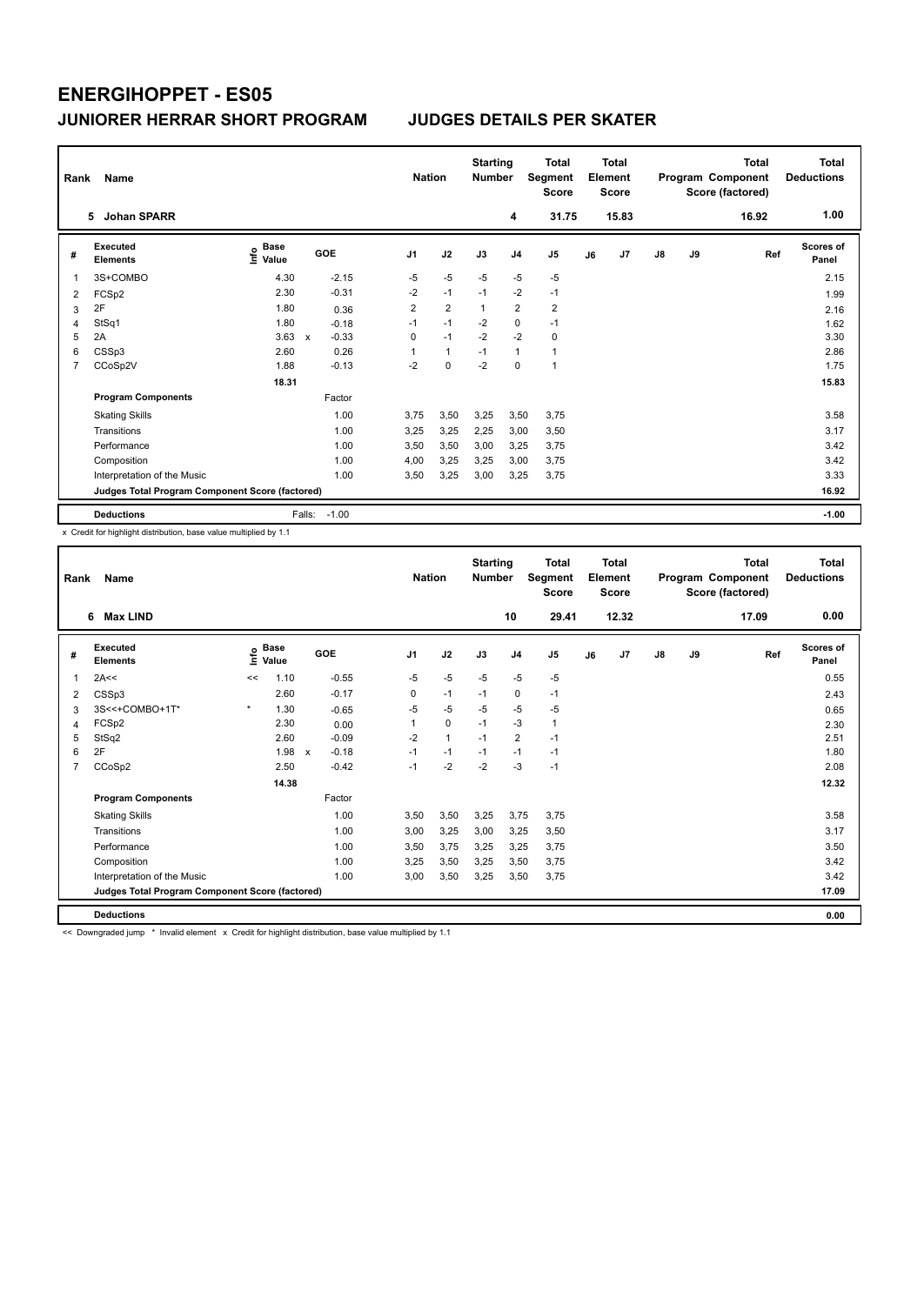# ENERGIHOPPET - ES05

## JUNIORER HERRAR SHORT PROGRAM JUDGES DETAILS PER SKATER

| Rank | Name | Nation | Starting Number | Total Segment Score | Total Element Score | Total Program Component Score (factored) | Total Deductions |
|---|---|---|---|---|---|---|---|
| 5 | Johan SPARR | | 4 | 31.75 | 15.83 | 16.92 | 1.00 |

| # | Executed Elements | Info | Base Value | | GOE | J1 | J2 | J3 | J4 | J5 | J6 | J7 | J8 | J9 | Ref | Scores of Panel |
|---|---|---|---|---|---|---|---|---|---|---|---|---|---|---|---|---|
| 1 | 3S+COMBO | | 4.30 | | -2.15 | -5 | -5 | -5 | -5 | -5 | | | | | | 2.15 |
| 2 | FCSp2 | | 2.30 | | -0.31 | -2 | -1 | -1 | -2 | -1 | | | | | | 1.99 |
| 3 | 2F | | 1.80 | | 0.36 | 2 | 2 | 1 | 2 | 2 | | | | | | 2.16 |
| 4 | StSq1 | | 1.80 | | -0.18 | -1 | -1 | -2 | 0 | -1 | | | | | | 1.62 |
| 5 | 2A | | 3.63 | x | -0.33 | 0 | -1 | -2 | -2 | 0 | | | | | | 3.30 |
| 6 | CSSp3 | | 2.60 | | 0.26 | 1 | 1 | -1 | 1 | 1 | | | | | | 2.86 |
| 7 | CCoSp2V | | 1.88 | | -0.13 | -2 | 0 | -2 | 0 | 1 | | | | | | 1.75 |
| | | | 18.31 | | | | | | | | | | | | | 15.83 |
| | **Program Components** | | | | Factor | | | | | | | | | | | |
| | Skating Skills | | | | 1.00 | 3,75 | 3,50 | 3,25 | 3,50 | 3,75 | | | | | | 3.58 |
| | Transitions | | | | 1.00 | 3,25 | 3,25 | 2,25 | 3,00 | 3,50 | | | | | | 3.17 |
| | Performance | | | | 1.00 | 3,50 | 3,50 | 3,00 | 3,25 | 3,75 | | | | | | 3.42 |
| | Composition | | | | 1.00 | 4,00 | 3,25 | 3,25 | 3,00 | 3,75 | | | | | | 3.42 |
| | Interpretation of the Music | | | | 1.00 | 3,50 | 3,25 | 3,00 | 3,25 | 3,75 | | | | | | 3.33 |
| | **Judges Total Program Component Score (factored)** | | | | | | | | | | | | | | | 16.92 |
| | **Deductions** | | | Falls: | -1.00 | | | | | | | | | | | -1.00 |

x Credit for highlight distribution, base value multiplied by 1.1

| Rank | Name | Nation | Starting Number | Total Segment Score | Total Element Score | Total Program Component Score (factored) | Total Deductions |
|---|---|---|---|---|---|---|---|
| 6 | Max LIND | | 10 | 29.41 | 12.32 | 17.09 | 0.00 |

| # | Executed Elements | Info | Base Value | | GOE | J1 | J2 | J3 | J4 | J5 | J6 | J7 | J8 | J9 | Ref | Scores of Panel |
|---|---|---|---|---|---|---|---|---|---|---|---|---|---|---|---|---|
| 1 | 2A<< | << | 1.10 | | -0.55 | -5 | -5 | -5 | -5 | -5 | | | | | | 0.55 |
| 2 | CSSp3 | | 2.60 | | -0.17 | 0 | -1 | -1 | 0 | -1 | | | | | | 2.43 |
| 3 | 3S<<+COMBO+1T* | * | 1.30 | | -0.65 | -5 | -5 | -5 | -5 | -5 | | | | | | 0.65 |
| 4 | FCSp2 | | 2.30 | | 0.00 | 1 | 0 | -1 | -3 | 1 | | | | | | 2.30 |
| 5 | StSq2 | | 2.60 | | -0.09 | -2 | 1 | -1 | 2 | -1 | | | | | | 2.51 |
| 6 | 2F | | 1.98 | x | -0.18 | -1 | -1 | -1 | -1 | -1 | | | | | | 1.80 |
| 7 | CCoSp2 | | 2.50 | | -0.42 | -1 | -2 | -2 | -3 | -1 | | | | | | 2.08 |
| | | | 14.38 | | | | | | | | | | | | | 12.32 |
| | **Program Components** | | | | Factor | | | | | | | | | | | |
| | Skating Skills | | | | 1.00 | 3,50 | 3,50 | 3,25 | 3,75 | 3,75 | | | | | | 3.58 |
| | Transitions | | | | 1.00 | 3,00 | 3,25 | 3,00 | 3,25 | 3,50 | | | | | | 3.17 |
| | Performance | | | | 1.00 | 3,50 | 3,75 | 3,25 | 3,25 | 3,75 | | | | | | 3.50 |
| | Composition | | | | 1.00 | 3,25 | 3,50 | 3,25 | 3,50 | 3,75 | | | | | | 3.42 |
| | Interpretation of the Music | | | | 1.00 | 3,00 | 3,50 | 3,25 | 3,50 | 3,75 | | | | | | 3.42 |
| | **Judges Total Program Component Score (factored)** | | | | | | | | | | | | | | | 17.09 |
| | **Deductions** | | | | | | | | | | | | | | | 0.00 |

<< Downgraded jump * Invalid element x Credit for highlight distribution, base value multiplied by 1.1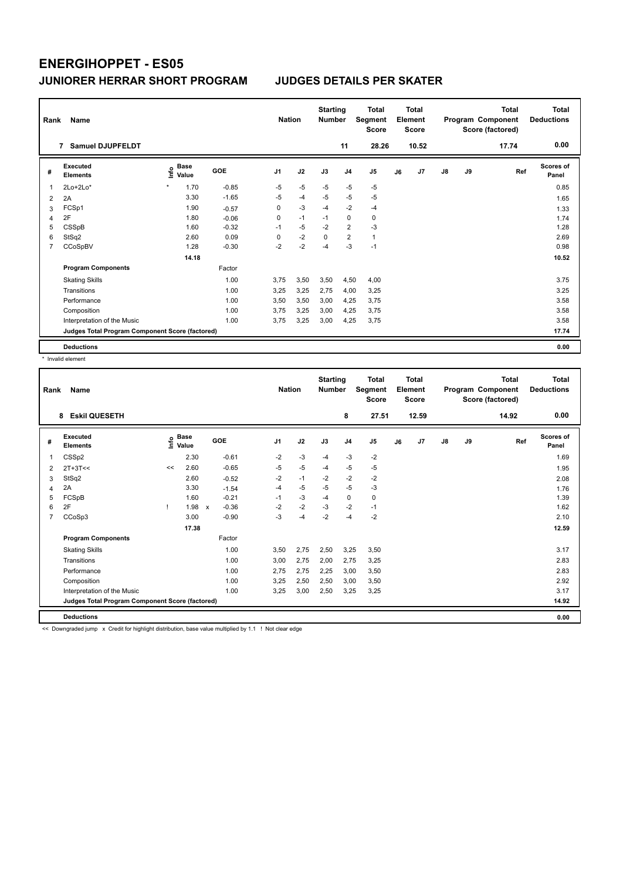# ENERGIHOPPET - ES05

## JUNIORER HERRAR SHORT PROGRAM　　　JUDGES DETAILS PER SKATER

| Rank | Name | Nation | Starting Number | Total Segment Score | Total Element Score | Total Program Component Score (factored) | Total Deductions |
|---|---|---|---|---|---|---|---|
| 7 | Samuel DJUPFELDT | | 11 | 28.26 | 10.52 | 17.74 | 0.00 |

| # | Executed Elements | Info | Base Value | | GOE | J1 | J2 | J3 | J4 | J5 | J6 | J7 | J8 | J9 | Ref | Scores of Panel |
|---|---|---|---|---|---|---|---|---|---|---|---|---|---|---|---|---|
| 1 | 2Lo+2Lo* | * | 1.70 | | -0.85 | -5 | -5 | -5 | -5 | -5 | | | | | | 0.85 |
| 2 | 2A | | 3.30 | | -1.65 | -5 | -4 | -5 | -5 | -5 | | | | | | 1.65 |
| 3 | FCSp1 | | 1.90 | | -0.57 | 0 | -3 | -4 | -2 | -4 | | | | | | 1.33 |
| 4 | 2F | | 1.80 | | -0.06 | 0 | -1 | -1 | 0 | 0 | | | | | | 1.74 |
| 5 | CSSpB | | 1.60 | | -0.32 | -1 | -5 | -2 | 2 | -3 | | | | | | 1.28 |
| 6 | StSq2 | | 2.60 | | 0.09 | 0 | -2 | 0 | 2 | 1 | | | | | | 2.69 |
| 7 | CCoSpBV | | 1.28 | | -0.30 | -2 | -2 | -4 | -3 | -1 | | | | | | 0.98 |
| | | | 14.18 | | | | | | | | | | | | | 10.52 |
| | **Program Components** | | | | Factor | | | | | | | | | | | |
| | Skating Skills | | | | 1.00 | 3,75 | 3,50 | 3,50 | 4,50 | 4,00 | | | | | | 3.75 |
| | Transitions | | | | 1.00 | 3,25 | 3,25 | 2,75 | 4,00 | 3,25 | | | | | | 3.25 |
| | Performance | | | | 1.00 | 3,50 | 3,50 | 3,00 | 4,25 | 3,75 | | | | | | 3.58 |
| | Composition | | | | 1.00 | 3,75 | 3,25 | 3,00 | 4,25 | 3,75 | | | | | | 3.58 |
| | Interpretation of the Music | | | | 1.00 | 3,75 | 3,25 | 3,00 | 4,25 | 3,75 | | | | | | 3.58 |
| | **Judges Total Program Component Score (factored)** | | | | | | | | | | | | | | | **17.74** |
| | **Deductions** | | | | | | | | | | | | | | | **0.00** |

\* Invalid element

| Rank | Name | Nation | Starting Number | Total Segment Score | Total Element Score | Total Program Component Score (factored) | Total Deductions |
|---|---|---|---|---|---|---|---|
| 8 | Eskil QUESETH | | 8 | 27.51 | 12.59 | 14.92 | 0.00 |

| # | Executed Elements | Info | Base Value | | GOE | J1 | J2 | J3 | J4 | J5 | J6 | J7 | J8 | J9 | Ref | Scores of Panel |
|---|---|---|---|---|---|---|---|---|---|---|---|---|---|---|---|---|
| 1 | CSSp2 | | 2.30 | | -0.61 | -2 | -3 | -4 | -3 | -2 | | | | | | 1.69 |
| 2 | 2T+3T<< | << | 2.60 | | -0.65 | -5 | -5 | -4 | -5 | -5 | | | | | | 1.95 |
| 3 | StSq2 | | 2.60 | | -0.52 | -2 | -1 | -2 | -2 | -2 | | | | | | 2.08 |
| 4 | 2A | | 3.30 | | -1.54 | -4 | -5 | -5 | -5 | -3 | | | | | | 1.76 |
| 5 | FCSpB | | 1.60 | | -0.21 | -1 | -3 | -4 | 0 | 0 | | | | | | 1.39 |
| 6 | 2F | ! | 1.98 | x | -0.36 | -2 | -2 | -3 | -2 | -1 | | | | | | 1.62 |
| 7 | CCoSp3 | | 3.00 | | -0.90 | -3 | -4 | -2 | -4 | -2 | | | | | | 2.10 |
| | | | 17.38 | | | | | | | | | | | | | 12.59 |
| | **Program Components** | | | | Factor | | | | | | | | | | | |
| | Skating Skills | | | | 1.00 | 3,50 | 2,75 | 2,50 | 3,25 | 3,50 | | | | | | 3.17 |
| | Transitions | | | | 1.00 | 3,00 | 2,75 | 2,00 | 2,75 | 3,25 | | | | | | 2.83 |
| | Performance | | | | 1.00 | 2,75 | 2,75 | 2,25 | 3,00 | 3,50 | | | | | | 2.83 |
| | Composition | | | | 1.00 | 3,25 | 2,50 | 2,50 | 3,00 | 3,50 | | | | | | 2.92 |
| | Interpretation of the Music | | | | 1.00 | 3,25 | 3,00 | 2,50 | 3,25 | 3,25 | | | | | | 3.17 |
| | **Judges Total Program Component Score (factored)** | | | | | | | | | | | | | | | **14.92** |
| | **Deductions** | | | | | | | | | | | | | | | **0.00** |

<< Downgraded jump　x Credit for highlight distribution, base value multiplied by 1.1　! Not clear edge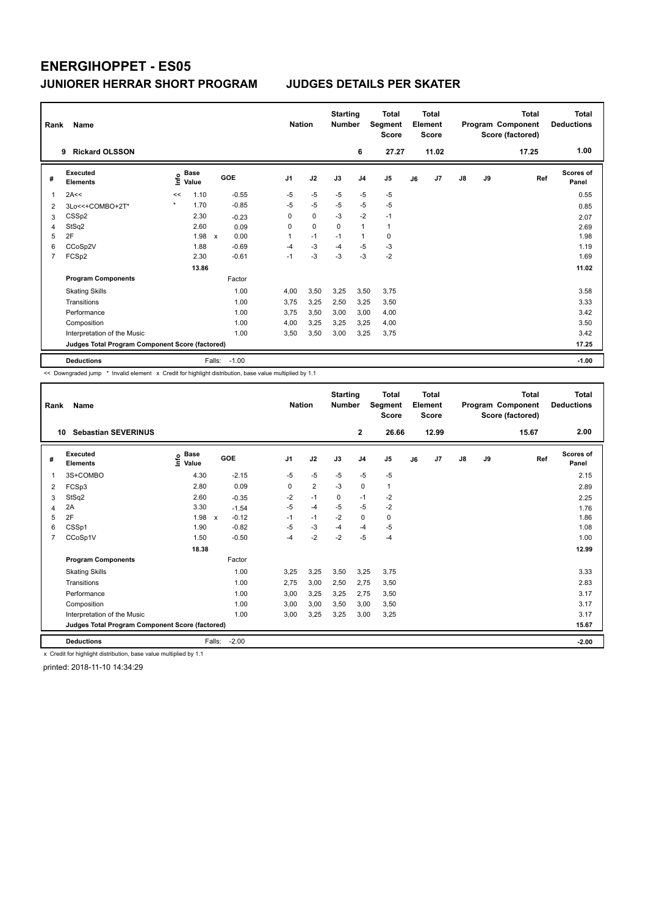# ENERGIHOPPET - ES05

## JUNIORER HERRAR SHORT PROGRAM    JUDGES DETAILS PER SKATER

| Rank | Name | Nation | Starting Number | Total Segment Score | Total Element Score | Total Program Component Score (factored) | Total Deductions |
|---|---|---|---|---|---|---|---|
| 9 | Rickard OLSSON | | 6 | 27.27 | 11.02 | 17.25 | 1.00 |

| # | Executed Elements | Info | Base Value | | GOE | J1 | J2 | J3 | J4 | J5 | J6 | J7 | J8 | J9 | Ref | Scores of Panel |
|---|---|---|---|---|---|---|---|---|---|---|---|---|---|---|---|---|
| 1 | 2A<< | << | 1.10 | | -0.55 | -5 | -5 | -5 | -5 | -5 | | | | | | 0.55 |
| 2 | 3Lo<<+COMBO+2T* | * | 1.70 | | -0.85 | -5 | -5 | -5 | -5 | -5 | | | | | | 0.85 |
| 3 | CSSp2 | | 2.30 | | -0.23 | 0 | 0 | -3 | -2 | -1 | | | | | | 2.07 |
| 4 | StSq2 | | 2.60 | | 0.09 | 0 | 0 | 0 | 1 | 1 | | | | | | 2.69 |
| 5 | 2F | | 1.98 | x | 0.00 | 1 | -1 | -1 | 1 | 0 | | | | | | 1.98 |
| 6 | CCoSp2V | | 1.88 | | -0.69 | -4 | -3 | -4 | -5 | -3 | | | | | | 1.19 |
| 7 | FCSp2 | | 2.30 | | -0.61 | -1 | -3 | -3 | -3 | -2 | | | | | | 1.69 |
| | | | 13.86 | | | | | | | | | | | | | 11.02 |
| | Program Components | | | | Factor | | | | | | | | | | | |
| | Skating Skills | | | | 1.00 | 4,00 | 3,50 | 3,25 | 3,50 | 3,75 | | | | | | 3.58 |
| | Transitions | | | | 1.00 | 3,75 | 3,25 | 2,50 | 3,25 | 3,50 | | | | | | 3.33 |
| | Performance | | | | 1.00 | 3,75 | 3,50 | 3,00 | 3,00 | 4,00 | | | | | | 3.42 |
| | Composition | | | | 1.00 | 4,00 | 3,25 | 3,25 | 3,25 | 4,00 | | | | | | 3.50 |
| | Interpretation of the Music | | | | 1.00 | 3,50 | 3,50 | 3,00 | 3,25 | 3,75 | | | | | | 3.42 |
| | Judges Total Program Component Score (factored) | | | | | | | | | | | | | | | 17.25 |
| | Deductions | | Falls: | | -1.00 | | | | | | | | | | | -1.00 |

<< Downgraded jump * Invalid element x Credit for highlight distribution, base value multiplied by 1.1

| Rank | Name | Nation | Starting Number | Total Segment Score | Total Element Score | Total Program Component Score (factored) | Total Deductions |
|---|---|---|---|---|---|---|---|
| 10 | Sebastian SEVERINUS | | 2 | 26.66 | 12.99 | 15.67 | 2.00 |

| # | Executed Elements | Info | Base Value | | GOE | J1 | J2 | J3 | J4 | J5 | J6 | J7 | J8 | J9 | Ref | Scores of Panel |
|---|---|---|---|---|---|---|---|---|---|---|---|---|---|---|---|---|
| 1 | 3S+COMBO | | 4.30 | | -2.15 | -5 | -5 | -5 | -5 | -5 | | | | | | 2.15 |
| 2 | FCSp3 | | 2.80 | | 0.09 | 0 | 2 | -3 | 0 | 1 | | | | | | 2.89 |
| 3 | StSq2 | | 2.60 | | -0.35 | -2 | -1 | 0 | -1 | -2 | | | | | | 2.25 |
| 4 | 2A | | 3.30 | | -1.54 | -5 | -4 | -5 | -5 | -2 | | | | | | 1.76 |
| 5 | 2F | | 1.98 | x | -0.12 | -1 | -1 | -2 | 0 | 0 | | | | | | 1.86 |
| 6 | CSSp1 | | 1.90 | | -0.82 | -5 | -3 | -4 | -4 | -5 | | | | | | 1.08 |
| 7 | CCoSp1V | | 1.50 | | -0.50 | -4 | -2 | -2 | -5 | -4 | | | | | | 1.00 |
| | | | 18.38 | | | | | | | | | | | | | 12.99 |
| | Program Components | | | | Factor | | | | | | | | | | | |
| | Skating Skills | | | | 1.00 | 3,25 | 3,25 | 3,50 | 3,25 | 3,75 | | | | | | 3.33 |
| | Transitions | | | | 1.00 | 2,75 | 3,00 | 2,50 | 2,75 | 3,50 | | | | | | 2.83 |
| | Performance | | | | 1.00 | 3,00 | 3,25 | 3,25 | 2,75 | 3,50 | | | | | | 3.17 |
| | Composition | | | | 1.00 | 3,00 | 3,00 | 3,50 | 3,00 | 3,50 | | | | | | 3.17 |
| | Interpretation of the Music | | | | 1.00 | 3,00 | 3,25 | 3,25 | 3,00 | 3,25 | | | | | | 3.17 |
| | Judges Total Program Component Score (factored) | | | | | | | | | | | | | | | 15.67 |
| | Deductions | | Falls: | | -2.00 | | | | | | | | | | | -2.00 |

x Credit for highlight distribution, base value multiplied by 1.1

printed: 2018-11-10 14:34:29